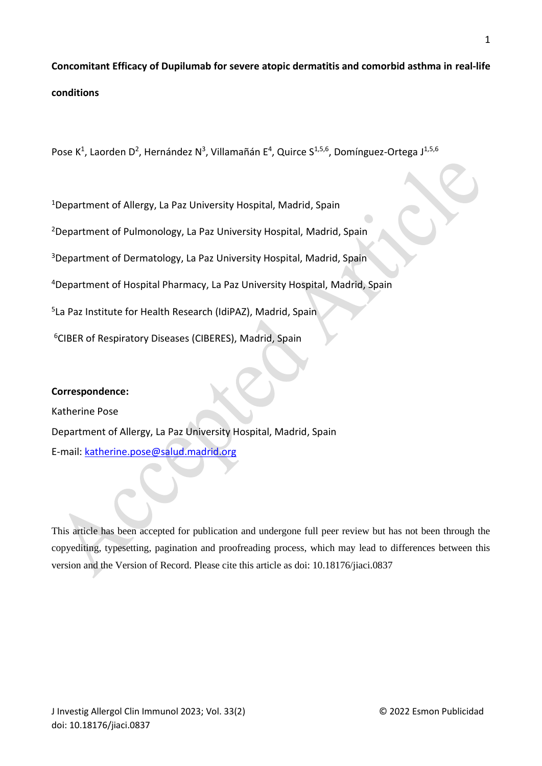# Concomitant Efficacy of Dupilumab for severe atopic dermatitis and comorbid asthma in real-life conditions

Pose K[1], Laorden D[2], Hernández N[3], Villamañán E[4], Quirce S[1,5,6], Domínguez-Ortega J[1,5,6]

[1]Department of Allergy, La Paz University Hospital, Madrid, Spain

[2]Department of Pulmonology, La Paz University Hospital, Madrid, Spain

[3]Department of Dermatology, La Paz University Hospital, Madrid, Spain

[4]Department of Hospital Pharmacy, La Paz University Hospital, Madrid, Spain

[5]La Paz Institute for Health Research (IdiPAZ), Madrid, Spain

[6]CIBER of Respiratory Diseases (CIBERES), Madrid, Spain

**Correspondence:**

Katherine Pose

Department of Allergy, La Paz University Hospital, Madrid, Spain

E-mail: katherine.pose@salud.madrid.org

This article has been accepted for publication and undergone full peer review but has not been through the copyediting, typesetting, pagination and proofreading process, which may lead to differences between this version and the Version of Record. Please cite this article as doi: 10.18176/jiaci.0837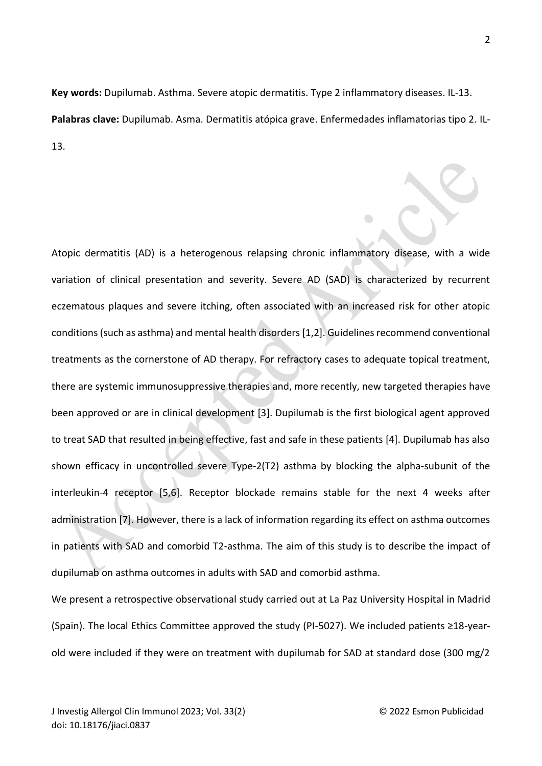**Key words:** Dupilumab. Asthma. Severe atopic dermatitis. Type 2 inflammatory diseases. IL-13.

**Palabras clave:** Dupilumab. Asma. Dermatitis atópica grave. Enfermedades inflamatorias tipo 2. IL-13.

Atopic dermatitis (AD) is a heterogenous relapsing chronic inflammatory disease, with a wide variation of clinical presentation and severity. Severe AD (SAD) is characterized by recurrent eczematous plaques and severe itching, often associated with an increased risk for other atopic conditions (such as asthma) and mental health disorders [1,2]. Guidelines recommend conventional treatments as the cornerstone of AD therapy. For refractory cases to adequate topical treatment, there are systemic immunosuppressive therapies and, more recently, new targeted therapies have been approved or are in clinical development [3]. Dupilumab is the first biological agent approved to treat SAD that resulted in being effective, fast and safe in these patients [4]. Dupilumab has also shown efficacy in uncontrolled severe Type-2(T2) asthma by blocking the alpha-subunit of the interleukin-4 receptor [5,6]. Receptor blockade remains stable for the next 4 weeks after administration [7]. However, there is a lack of information regarding its effect on asthma outcomes in patients with SAD and comorbid T2-asthma. The aim of this study is to describe the impact of dupilumab on asthma outcomes in adults with SAD and comorbid asthma.

We present a retrospective observational study carried out at La Paz University Hospital in Madrid (Spain). The local Ethics Committee approved the study (PI-5027). We included patients ≥18-year-old were included if they were on treatment with dupilumab for SAD at standard dose (300 mg/2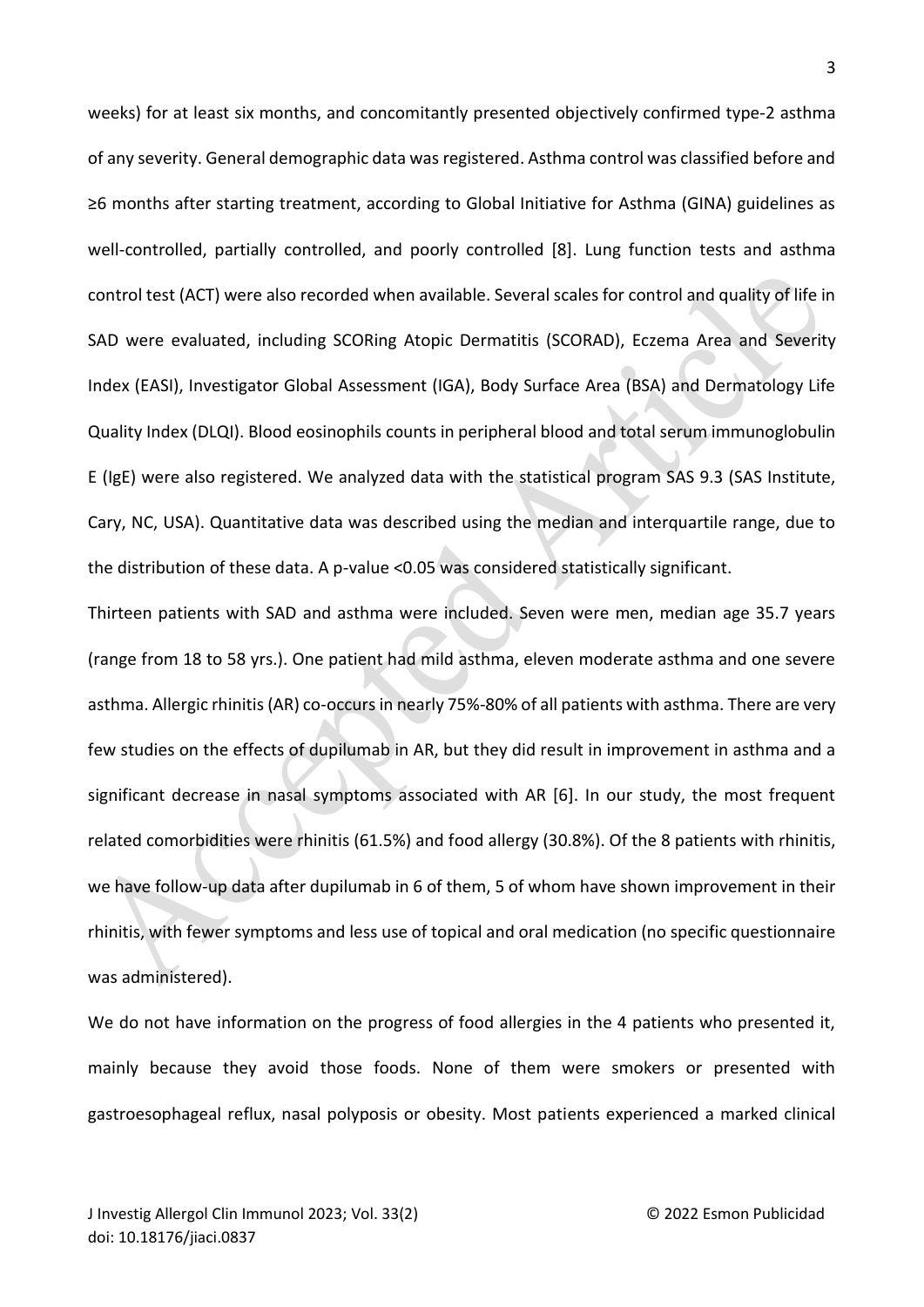weeks) for at least six months, and concomitantly presented objectively confirmed type-2 asthma of any severity. General demographic data was registered. Asthma control was classified before and ≥6 months after starting treatment, according to Global Initiative for Asthma (GINA) guidelines as well-controlled, partially controlled, and poorly controlled [8]. Lung function tests and asthma control test (ACT) were also recorded when available. Several scales for control and quality of life in SAD were evaluated, including SCORing Atopic Dermatitis (SCORAD), Eczema Area and Severity Index (EASI), Investigator Global Assessment (IGA), Body Surface Area (BSA) and Dermatology Life Quality Index (DLQI). Blood eosinophils counts in peripheral blood and total serum immunoglobulin E (IgE) were also registered. We analyzed data with the statistical program SAS 9.3 (SAS Institute, Cary, NC, USA). Quantitative data was described using the median and interquartile range, due to the distribution of these data. A p-value <0.05 was considered statistically significant.

Thirteen patients with SAD and asthma were included. Seven were men, median age 35.7 years (range from 18 to 58 yrs.). One patient had mild asthma, eleven moderate asthma and one severe asthma. Allergic rhinitis (AR) co-occurs in nearly 75%-80% of all patients with asthma. There are very few studies on the effects of dupilumab in AR, but they did result in improvement in asthma and a significant decrease in nasal symptoms associated with AR [6]. In our study, the most frequent related comorbidities were rhinitis (61.5%) and food allergy (30.8%). Of the 8 patients with rhinitis, we have follow-up data after dupilumab in 6 of them, 5 of whom have shown improvement in their rhinitis, with fewer symptoms and less use of topical and oral medication (no specific questionnaire was administered).

We do not have information on the progress of food allergies in the 4 patients who presented it, mainly because they avoid those foods. None of them were smokers or presented with gastroesophageal reflux, nasal polyposis or obesity. Most patients experienced a marked clinical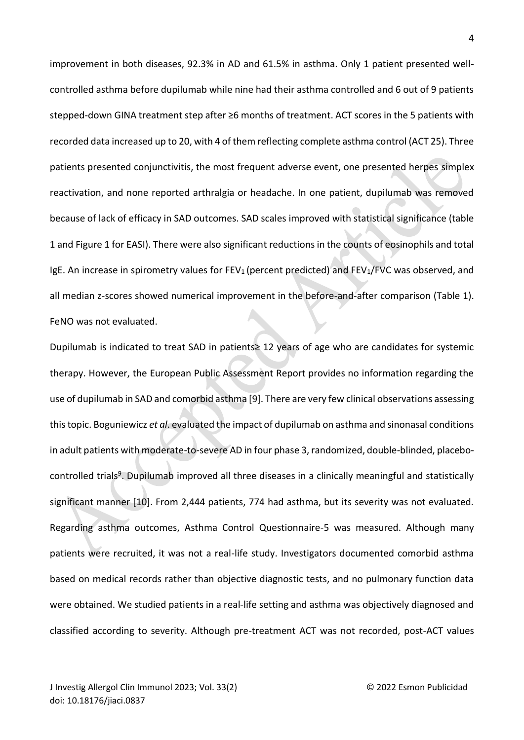improvement in both diseases, 92.3% in AD and 61.5% in asthma. Only 1 patient presented well-controlled asthma before dupilumab while nine had their asthma controlled and 6 out of 9 patients stepped-down GINA treatment step after ≥6 months of treatment. ACT scores in the 5 patients with recorded data increased up to 20, with 4 of them reflecting complete asthma control (ACT 25). Three patients presented conjunctivitis, the most frequent adverse event, one presented herpes simplex reactivation, and none reported arthralgia or headache. In one patient, dupilumab was removed because of lack of efficacy in SAD outcomes. SAD scales improved with statistical significance (table 1 and Figure 1 for EASI). There were also significant reductions in the counts of eosinophils and total IgE. An increase in spirometry values for $FEV_1$ (percent predicted) and $FEV_1/FVC$ was observed, and all median z-scores showed numerical improvement in the before-and-after comparison (Table 1). FeNO was not evaluated.

Dupilumab is indicated to treat SAD in patients≥ 12 years of age who are candidates for systemic therapy. However, the European Public Assessment Report provides no information regarding the use of dupilumab in SAD and comorbid asthma [9]. There are very few clinical observations assessing this topic. Boguniewicz *et al*. evaluated the impact of dupilumab on asthma and sinonasal conditions in adult patients with moderate-to-severe AD in four phase 3, randomized, double-blinded, placebo-controlled trials[9]. Dupilumab improved all three diseases in a clinically meaningful and statistically significant manner [10]. From 2,444 patients, 774 had asthma, but its severity was not evaluated. Regarding asthma outcomes, Asthma Control Questionnaire-5 was measured. Although many patients were recruited, it was not a real-life study. Investigators documented comorbid asthma based on medical records rather than objective diagnostic tests, and no pulmonary function data were obtained. We studied patients in a real-life setting and asthma was objectively diagnosed and classified according to severity. Although pre-treatment ACT was not recorded, post-ACT values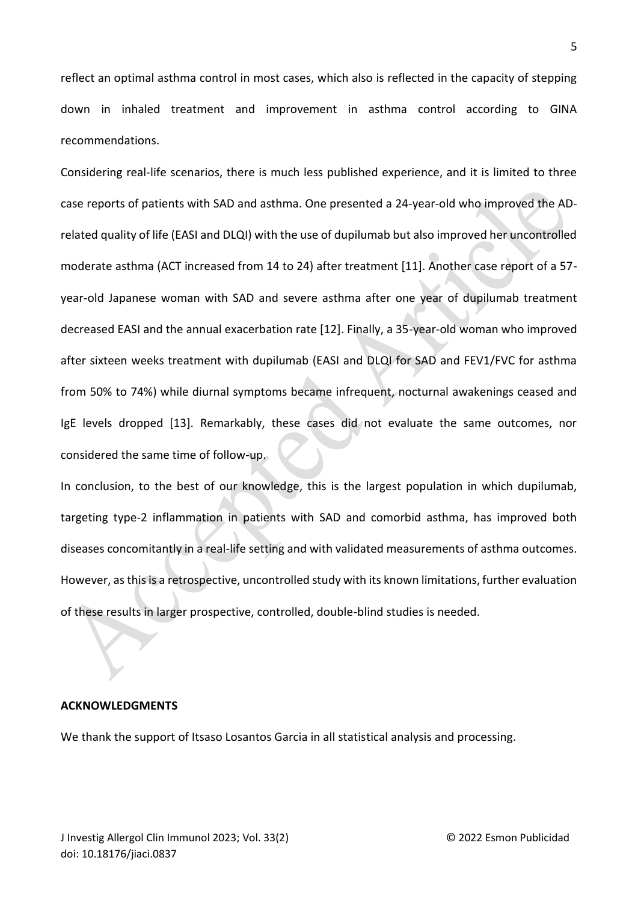reflect an optimal asthma control in most cases, which also is reflected in the capacity of stepping down in inhaled treatment and improvement in asthma control according to GINA recommendations.

Considering real-life scenarios, there is much less published experience, and it is limited to three case reports of patients with SAD and asthma. One presented a 24-year-old who improved the AD-related quality of life (EASI and DLQI) with the use of dupilumab but also improved her uncontrolled moderate asthma (ACT increased from 14 to 24) after treatment [11]. Another case report of a 57-year-old Japanese woman with SAD and severe asthma after one year of dupilumab treatment decreased EASI and the annual exacerbation rate [12]. Finally, a 35-year-old woman who improved after sixteen weeks treatment with dupilumab (EASI and DLQI for SAD and FEV1/FVC for asthma from 50% to 74%) while diurnal symptoms became infrequent, nocturnal awakenings ceased and IgE levels dropped [13]. Remarkably, these cases did not evaluate the same outcomes, nor considered the same time of follow-up.

In conclusion, to the best of our knowledge, this is the largest population in which dupilumab, targeting type-2 inflammation in patients with SAD and comorbid asthma, has improved both diseases concomitantly in a real-life setting and with validated measurements of asthma outcomes. However, as this is a retrospective, uncontrolled study with its known limitations, further evaluation of these results in larger prospective, controlled, double-blind studies is needed.

**ACKNOWLEDGMENTS**

We thank the support of Itsaso Losantos Garcia in all statistical analysis and processing.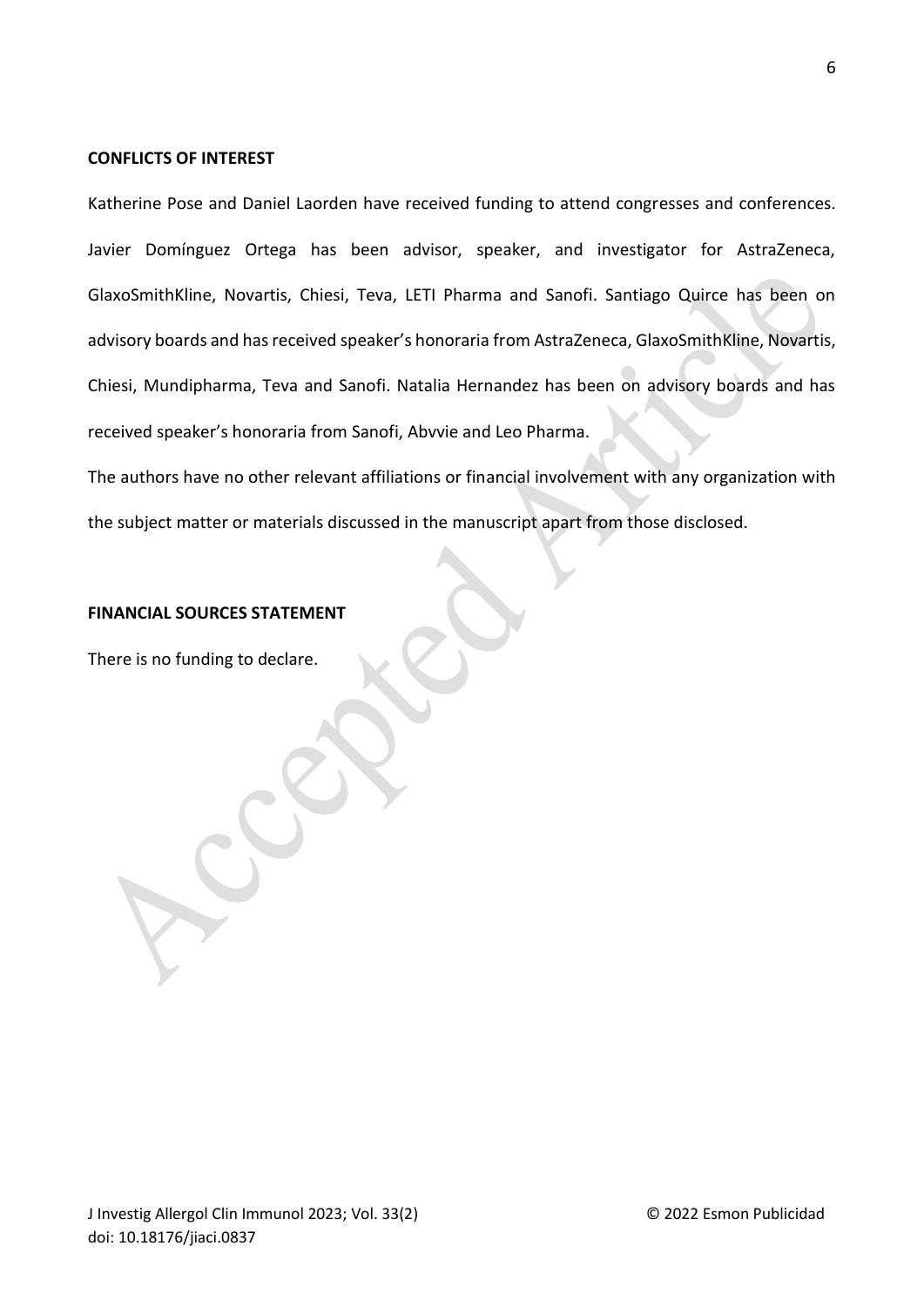**CONFLICTS OF INTEREST**

Katherine Pose and Daniel Laorden have received funding to attend congresses and conferences. Javier Domínguez Ortega has been advisor, speaker, and investigator for AstraZeneca, GlaxoSmithKline, Novartis, Chiesi, Teva, LETI Pharma and Sanofi. Santiago Quirce has been on advisory boards and has received speaker's honoraria from AstraZeneca, GlaxoSmithKline, Novartis, Chiesi, Mundipharma, Teva and Sanofi. Natalia Hernandez has been on advisory boards and has received speaker's honoraria from Sanofi, Abvvie and Leo Pharma.

The authors have no other relevant affiliations or financial involvement with any organization with the subject matter or materials discussed in the manuscript apart from those disclosed.

**FINANCIAL SOURCES STATEMENT**

There is no funding to declare.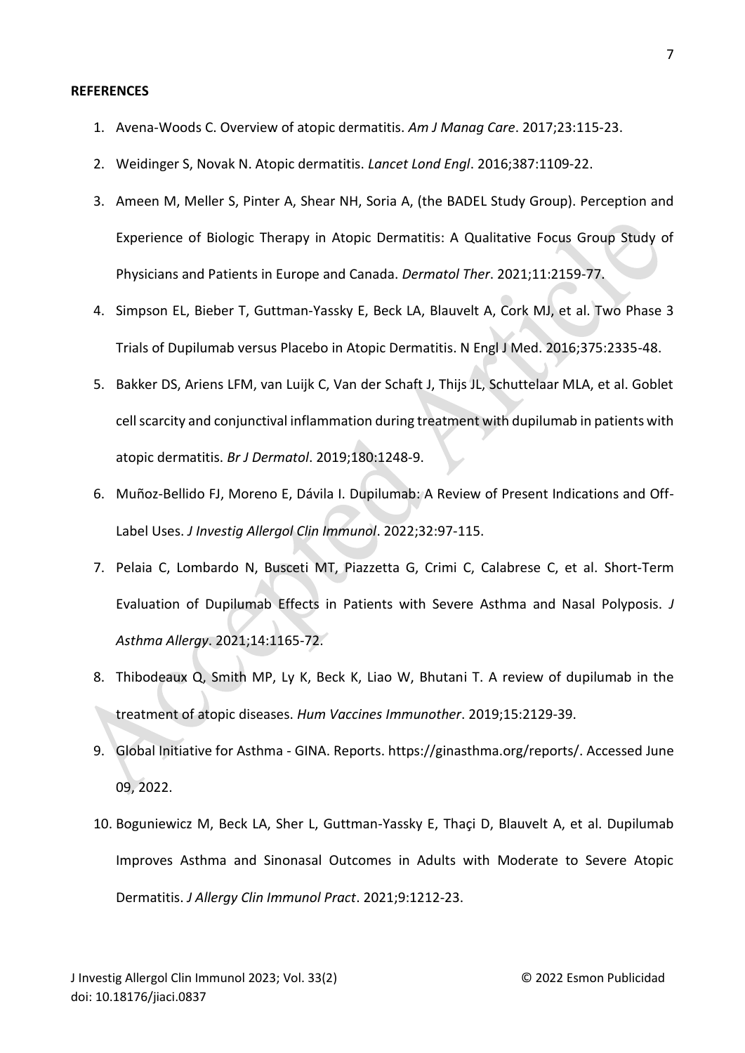**REFERENCES**

1. Avena-Woods C. Overview of atopic dermatitis. *Am J Manag Care*. 2017;23:115-23.
2. Weidinger S, Novak N. Atopic dermatitis. *Lancet Lond Engl*. 2016;387:1109-22.
3. Ameen M, Meller S, Pinter A, Shear NH, Soria A, (the BADEL Study Group). Perception and Experience of Biologic Therapy in Atopic Dermatitis: A Qualitative Focus Group Study of Physicians and Patients in Europe and Canada. *Dermatol Ther*. 2021;11:2159-77.
4. Simpson EL, Bieber T, Guttman-Yassky E, Beck LA, Blauvelt A, Cork MJ, et al. Two Phase 3 Trials of Dupilumab versus Placebo in Atopic Dermatitis. N Engl J Med. 2016;375:2335-48.
5. Bakker DS, Ariens LFM, van Luijk C, Van der Schaft J, Thijs JL, Schuttelaar MLA, et al. Goblet cell scarcity and conjunctival inflammation during treatment with dupilumab in patients with atopic dermatitis. *Br J Dermatol*. 2019;180:1248-9.
6. Muñoz-Bellido FJ, Moreno E, Dávila I. Dupilumab: A Review of Present Indications and Off-Label Uses. *J Investig Allergol Clin Immunol*. 2022;32:97-115.
7. Pelaia C, Lombardo N, Busceti MT, Piazzetta G, Crimi C, Calabrese C, et al. Short-Term Evaluation of Dupilumab Effects in Patients with Severe Asthma and Nasal Polyposis. *J Asthma Allergy*. 2021;14:1165-72.
8. Thibodeaux Q, Smith MP, Ly K, Beck K, Liao W, Bhutani T. A review of dupilumab in the treatment of atopic diseases. *Hum Vaccines Immunother*. 2019;15:2129-39.
9. Global Initiative for Asthma - GINA. Reports. https://ginasthma.org/reports/. Accessed June 09, 2022.
10. Boguniewicz M, Beck LA, Sher L, Guttman-Yassky E, Thaçi D, Blauvelt A, et al. Dupilumab Improves Asthma and Sinonasal Outcomes in Adults with Moderate to Severe Atopic Dermatitis. *J Allergy Clin Immunol Pract*. 2021;9:1212-23.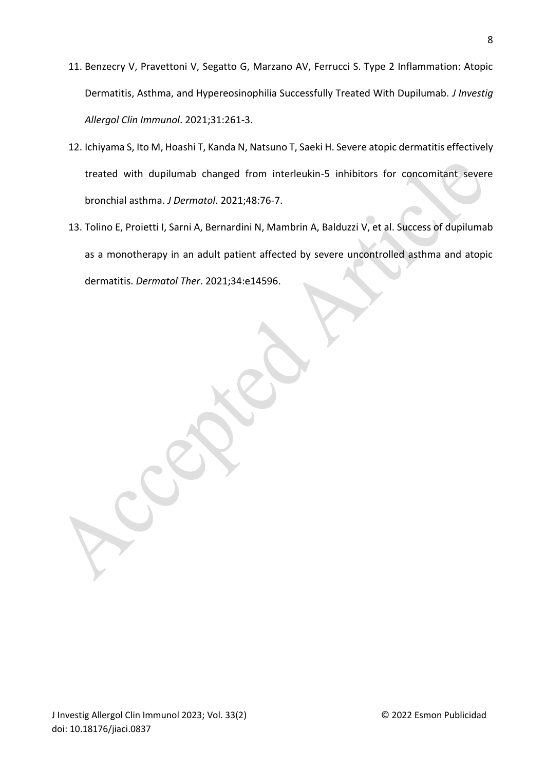11. Benzecry V, Pravettoni V, Segatto G, Marzano AV, Ferrucci S. Type 2 Inflammation: Atopic Dermatitis, Asthma, and Hypereosinophilia Successfully Treated With Dupilumab. *J Investig Allergol Clin Immunol*. 2021;31:261-3.
12. Ichiyama S, Ito M, Hoashi T, Kanda N, Natsuno T, Saeki H. Severe atopic dermatitis effectively treated with dupilumab changed from interleukin-5 inhibitors for concomitant severe bronchial asthma. *J Dermatol*. 2021;48:76-7.
13. Tolino E, Proietti I, Sarni A, Bernardini N, Mambrin A, Balduzzi V, et al. Success of dupilumab as a monotherapy in an adult patient affected by severe uncontrolled asthma and atopic dermatitis. *Dermatol Ther*. 2021;34:e14596.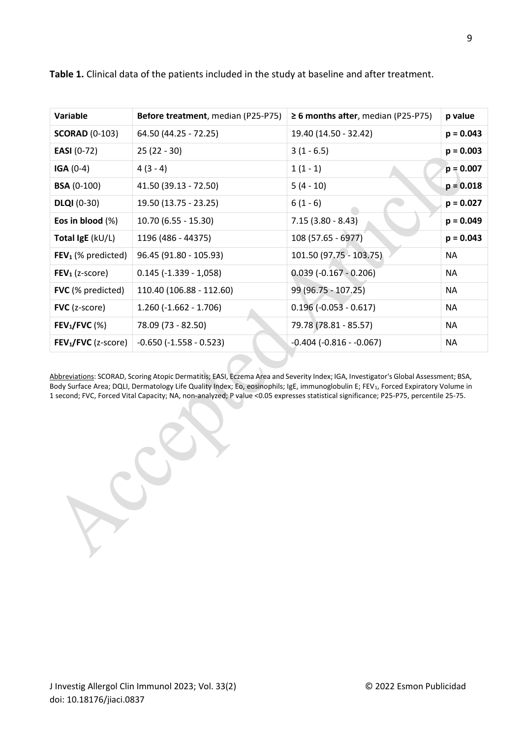**Table 1.** Clinical data of the patients included in the study at baseline and after treatment.

| Variable | **Before treatment**, median (P25-P75) | **≥ 6 months after**, median (P25-P75) | p value |
|---|---|---|---|
| **SCORAD** (0-103) | 64.50 (44.25 - 72.25) | 19.40 (14.50 - 32.42) | **p = 0.043** |
| **EASI** (0-72) | 25 (22 - 30) | 3 (1 - 6.5) | **p = 0.003** |
| **IGA** (0-4) | 4 (3 - 4) | 1 (1 - 1) | **p = 0.007** |
| **BSA** (0-100) | 41.50 (39.13 - 72.50) | 5 (4 - 10) | **p = 0.018** |
| **DLQI** (0-30) | 19.50 (13.75 - 23.25) | 6 (1 - 6) | **p = 0.027** |
| **Eos in blood** (%) | 10.70 (6.55 - 15.30) | 7.15 (3.80 - 8.43) | **p = 0.049** |
| **Total IgE** (kU/L) | 1196 (486 - 44375) | 108 (57.65 - 6977) | **p = 0.043** |
| **$FEV_1$** (% predicted) | 96.45 (91.80 - 105.93) | 101.50 (97.75 - 103.75) | NA |
| **$FEV_1$** (z-score) | 0.145 (-1.339 - 1,058) | 0.039 (-0.167 - 0.206) | NA |
| **FVC** (% predicted) | 110.40 (106.88 - 112.60) | 99 (96.75 - 107.25) | NA |
| **FVC** (z-score) | 1.260 (-1.662 - 1.706) | 0.196 (-0.053 - 0.617) | NA |
| **$FEV_1$/FVC** (%) | 78.09 (73 - 82.50) | 79.78 (78.81 - 85.57) | NA |
| **$FEV_1$/FVC** (z-score) | -0.650 (-1.558 - 0.523) | -0.404 (-0.816 - -0.067) | NA |

Abbreviations: SCORAD, Scoring Atopic Dermatitis; EASI, Eczema Area and Severity Index; IGA, Investigator's Global Assessment; BSA, Body Surface Area; DQLI, Dermatology Life Quality Index; Eo, eosinophils; IgE, immunoglobulin E; $FEV_1$, Forced Expiratory Volume in 1 second; FVC, Forced Vital Capacity; NA, non-analyzed; P value <0.05 expresses statistical significance; P25-P75, percentile 25-75.